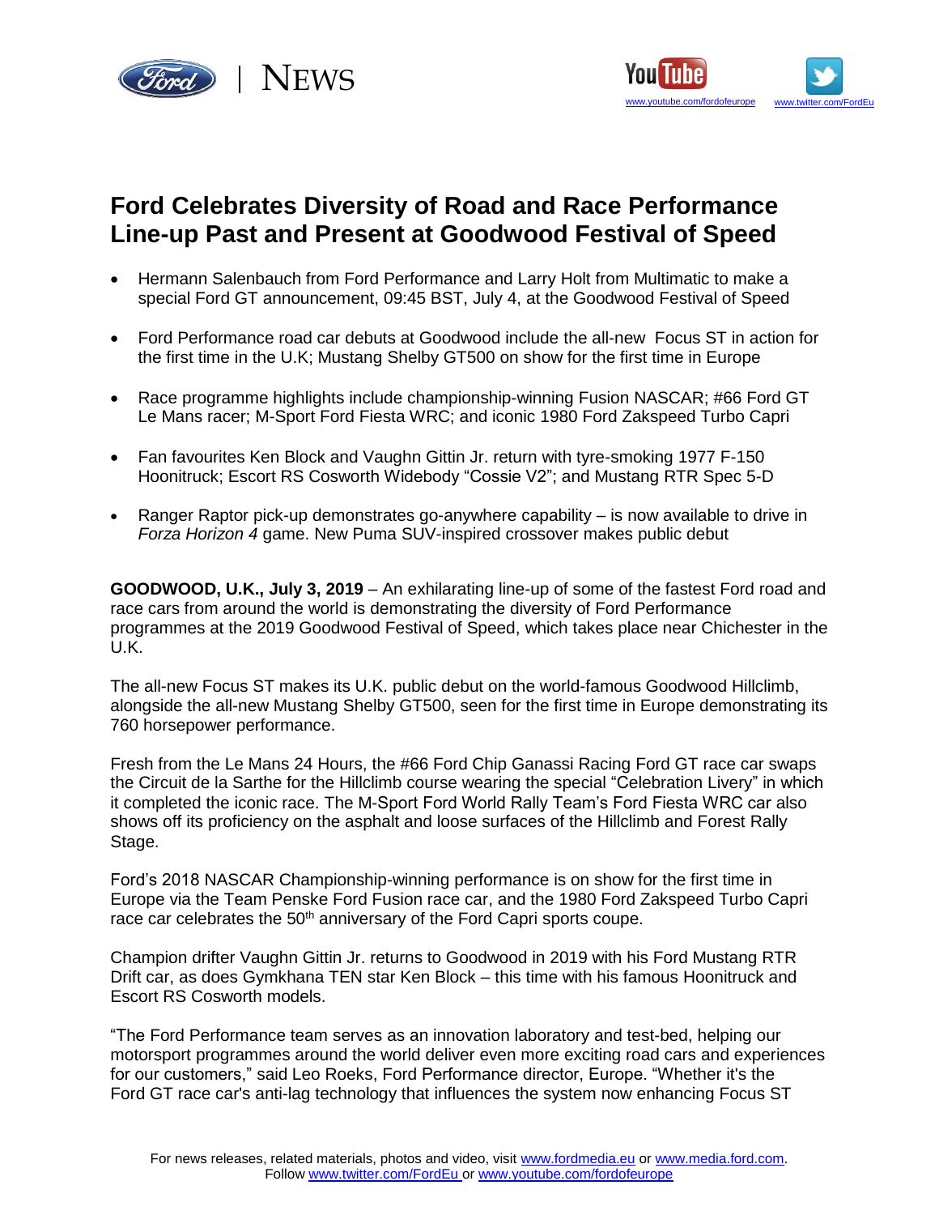# Ford Celebrates Diversity of Road and Race Performance Line-up Past and Present at Goodwood Festival of Speed

- Hermann Salenbauch from Ford Performance and Larry Holt from Multimatic to make a special Ford GT announcement, 09:45 BST, July 4, at the Goodwood Festival of Speed
- Ford Performance road car debuts at Goodwood include the all-new Focus ST in action for the first time in the U.K; Mustang Shelby GT500 on show for the first time in Europe
- Race programme highlights include championship-winning Fusion NASCAR; #66 Ford GT Le Mans racer; M-Sport Ford Fiesta WRC; and iconic 1980 Ford Zakspeed Turbo Capri
- Fan favourites Ken Block and Vaughn Gittin Jr. return with tyre-smoking 1977 F-150 Hoonitruck; Escort RS Cosworth Widebody "Cossie V2"; and Mustang RTR Spec 5-D
- Ranger Raptor pick-up demonstrates go-anywhere capability – is now available to drive in *Forza Horizon 4* game. New Puma SUV-inspired crossover makes public debut

**GOODWOOD, U.K., July 3, 2019** – An exhilarating line-up of some of the fastest Ford road and race cars from around the world is demonstrating the diversity of Ford Performance programmes at the 2019 Goodwood Festival of Speed, which takes place near Chichester in the U.K.

The all-new Focus ST makes its U.K. public debut on the world-famous Goodwood Hillclimb, alongside the all-new Mustang Shelby GT500, seen for the first time in Europe demonstrating its 760 horsepower performance.

Fresh from the Le Mans 24 Hours, the #66 Ford Chip Ganassi Racing Ford GT race car swaps the Circuit de la Sarthe for the Hillclimb course wearing the special "Celebration Livery" in which it completed the iconic race. The M-Sport Ford World Rally Team's Ford Fiesta WRC car also shows off its proficiency on the asphalt and loose surfaces of the Hillclimb and Forest Rally Stage.

Ford's 2018 NASCAR Championship-winning performance is on show for the first time in Europe via the Team Penske Ford Fusion race car, and the 1980 Ford Zakspeed Turbo Capri race car celebrates the 50th anniversary of the Ford Capri sports coupe.

Champion drifter Vaughn Gittin Jr. returns to Goodwood in 2019 with his Ford Mustang RTR Drift car, as does Gymkhana TEN star Ken Block – this time with his famous Hoonitruck and Escort RS Cosworth models.

"The Ford Performance team serves as an innovation laboratory and test-bed, helping our motorsport programmes around the world deliver even more exciting road cars and experiences for our customers," said Leo Roeks, Ford Performance director, Europe. "Whether it's the Ford GT race car's anti-lag technology that influences the system now enhancing Focus ST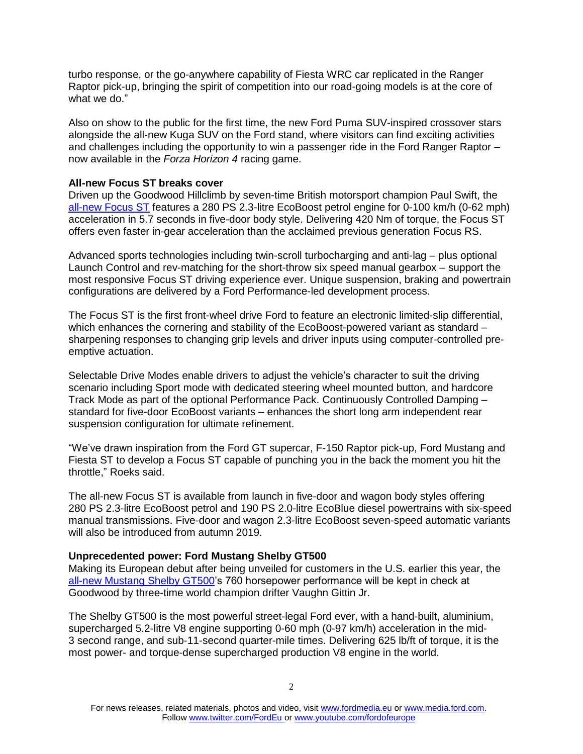turbo response, or the go-anywhere capability of Fiesta WRC car replicated in the Ranger Raptor pick-up, bringing the spirit of competition into our road-going models is at the core of what we do."

Also on show to the public for the first time, the new Ford Puma SUV-inspired crossover stars alongside the all-new Kuga SUV on the Ford stand, where visitors can find exciting activities and challenges including the opportunity to win a passenger ride in the Ford Ranger Raptor – now available in the *Forza Horizon 4* racing game.

**All-new Focus ST breaks cover**

Driven up the Goodwood Hillclimb by seven-time British motorsport champion Paul Swift, the all-new Focus ST features a 280 PS 2.3-litre EcoBoost petrol engine for 0-100 km/h (0-62 mph) acceleration in 5.7 seconds in five-door body style. Delivering 420 Nm of torque, the Focus ST offers even faster in-gear acceleration than the acclaimed previous generation Focus RS.

Advanced sports technologies including twin-scroll turbocharging and anti-lag – plus optional Launch Control and rev-matching for the short-throw six speed manual gearbox – support the most responsive Focus ST driving experience ever. Unique suspension, braking and powertrain configurations are delivered by a Ford Performance-led development process.

The Focus ST is the first front-wheel drive Ford to feature an electronic limited-slip differential, which enhances the cornering and stability of the EcoBoost-powered variant as standard – sharpening responses to changing grip levels and driver inputs using computer-controlled pre-emptive actuation.

Selectable Drive Modes enable drivers to adjust the vehicle's character to suit the driving scenario including Sport mode with dedicated steering wheel mounted button, and hardcore Track Mode as part of the optional Performance Pack. Continuously Controlled Damping – standard for five-door EcoBoost variants – enhances the short long arm independent rear suspension configuration for ultimate refinement.

"We've drawn inspiration from the Ford GT supercar, F-150 Raptor pick-up, Ford Mustang and Fiesta ST to develop a Focus ST capable of punching you in the back the moment you hit the throttle," Roeks said.

The all-new Focus ST is available from launch in five-door and wagon body styles offering 280 PS 2.3-litre EcoBoost petrol and 190 PS 2.0-litre EcoBlue diesel powertrains with six-speed manual transmissions. Five-door and wagon 2.3-litre EcoBoost seven-speed automatic variants will also be introduced from autumn 2019.

**Unprecedented power: Ford Mustang Shelby GT500**

Making its European debut after being unveiled for customers in the U.S. earlier this year, the all-new Mustang Shelby GT500's 760 horsepower performance will be kept in check at Goodwood by three-time world champion drifter Vaughn Gittin Jr.

The Shelby GT500 is the most powerful street-legal Ford ever, with a hand-built, aluminium, supercharged 5.2-litre V8 engine supporting 0-60 mph (0-97 km/h) acceleration in the mid-3 second range, and sub-11-second quarter-mile times. Delivering 625 lb/ft of torque, it is the most power- and torque-dense supercharged production V8 engine in the world.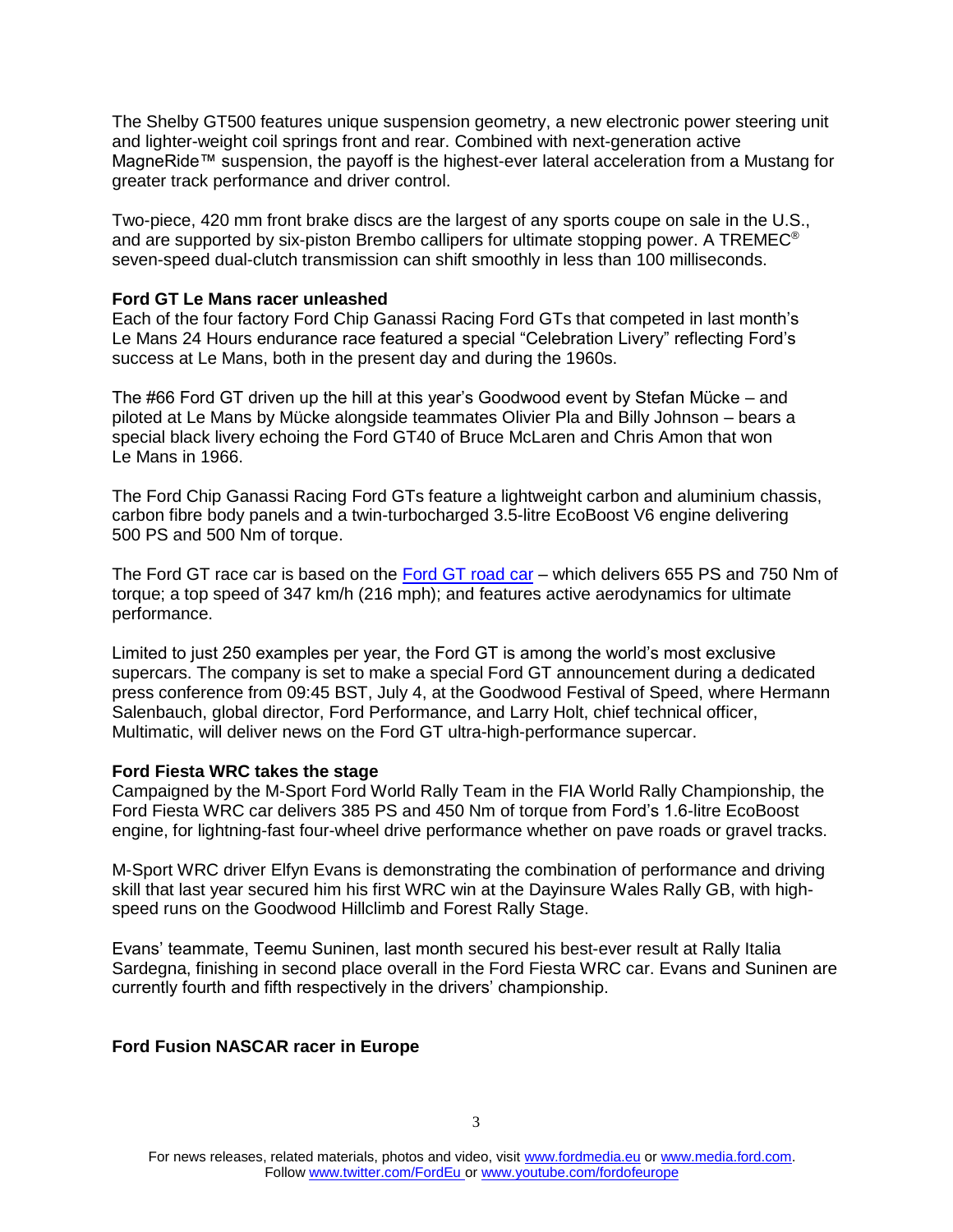The Shelby GT500 features unique suspension geometry, a new electronic power steering unit and lighter-weight coil springs front and rear. Combined with next-generation active MagneRide™ suspension, the payoff is the highest-ever lateral acceleration from a Mustang for greater track performance and driver control.

Two-piece, 420 mm front brake discs are the largest of any sports coupe on sale in the U.S., and are supported by six-piston Brembo callipers for ultimate stopping power. A TREMEC® seven-speed dual-clutch transmission can shift smoothly in less than 100 milliseconds.

**Ford GT Le Mans racer unleashed**

Each of the four factory Ford Chip Ganassi Racing Ford GTs that competed in last month's Le Mans 24 Hours endurance race featured a special "Celebration Livery" reflecting Ford's success at Le Mans, both in the present day and during the 1960s.

The #66 Ford GT driven up the hill at this year's Goodwood event by Stefan Mücke – and piloted at Le Mans by Mücke alongside teammates Olivier Pla and Billy Johnson – bears a special black livery echoing the Ford GT40 of Bruce McLaren and Chris Amon that won Le Mans in 1966.

The Ford Chip Ganassi Racing Ford GTs feature a lightweight carbon and aluminium chassis, carbon fibre body panels and a twin-turbocharged 3.5-litre EcoBoost V6 engine delivering 500 PS and 500 Nm of torque.

The Ford GT race car is based on the Ford GT road car – which delivers 655 PS and 750 Nm of torque; a top speed of 347 km/h (216 mph); and features active aerodynamics for ultimate performance.

Limited to just 250 examples per year, the Ford GT is among the world's most exclusive supercars. The company is set to make a special Ford GT announcement during a dedicated press conference from 09:45 BST, July 4, at the Goodwood Festival of Speed, where Hermann Salenbauch, global director, Ford Performance, and Larry Holt, chief technical officer, Multimatic, will deliver news on the Ford GT ultra-high-performance supercar.

**Ford Fiesta WRC takes the stage**

Campaigned by the M-Sport Ford World Rally Team in the FIA World Rally Championship, the Ford Fiesta WRC car delivers 385 PS and 450 Nm of torque from Ford's 1.6-litre EcoBoost engine, for lightning-fast four-wheel drive performance whether on pave roads or gravel tracks.

M-Sport WRC driver Elfyn Evans is demonstrating the combination of performance and driving skill that last year secured him his first WRC win at the Dayinsure Wales Rally GB, with high-speed runs on the Goodwood Hillclimb and Forest Rally Stage.

Evans' teammate, Teemu Suninen, last month secured his best-ever result at Rally Italia Sardegna, finishing in second place overall in the Ford Fiesta WRC car. Evans and Suninen are currently fourth and fifth respectively in the drivers' championship.

**Ford Fusion NASCAR racer in Europe**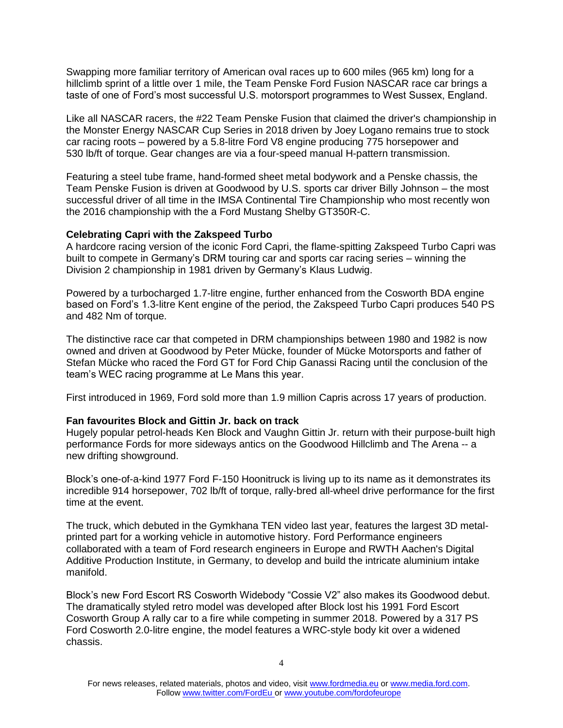Swapping more familiar territory of American oval races up to 600 miles (965 km) long for a hillclimb sprint of a little over 1 mile, the Team Penske Ford Fusion NASCAR race car brings a taste of one of Ford's most successful U.S. motorsport programmes to West Sussex, England.

Like all NASCAR racers, the #22 Team Penske Fusion that claimed the driver's championship in the Monster Energy NASCAR Cup Series in 2018 driven by Joey Logano remains true to stock car racing roots – powered by a 5.8-litre Ford V8 engine producing 775 horsepower and 530 lb/ft of torque. Gear changes are via a four-speed manual H-pattern transmission.

Featuring a steel tube frame, hand-formed sheet metal bodywork and a Penske chassis, the Team Penske Fusion is driven at Goodwood by U.S. sports car driver Billy Johnson – the most successful driver of all time in the IMSA Continental Tire Championship who most recently won the 2016 championship with the a Ford Mustang Shelby GT350R-C.

**Celebrating Capri with the Zakspeed Turbo**

A hardcore racing version of the iconic Ford Capri, the flame-spitting Zakspeed Turbo Capri was built to compete in Germany's DRM touring car and sports car racing series – winning the Division 2 championship in 1981 driven by Germany's Klaus Ludwig.

Powered by a turbocharged 1.7-litre engine, further enhanced from the Cosworth BDA engine based on Ford's 1.3-litre Kent engine of the period, the Zakspeed Turbo Capri produces 540 PS and 482 Nm of torque.

The distinctive race car that competed in DRM championships between 1980 and 1982 is now owned and driven at Goodwood by Peter Mücke, founder of Mücke Motorsports and father of Stefan Mücke who raced the Ford GT for Ford Chip Ganassi Racing until the conclusion of the team's WEC racing programme at Le Mans this year.

First introduced in 1969, Ford sold more than 1.9 million Capris across 17 years of production.

**Fan favourites Block and Gittin Jr. back on track**

Hugely popular petrol-heads Ken Block and Vaughn Gittin Jr. return with their purpose-built high performance Fords for more sideways antics on the Goodwood Hillclimb and The Arena -- a new drifting showground.

Block's one-of-a-kind 1977 Ford F-150 Hoonitruck is living up to its name as it demonstrates its incredible 914 horsepower, 702 lb/ft of torque, rally-bred all-wheel drive performance for the first time at the event.

The truck, which debuted in the Gymkhana TEN video last year, features the largest 3D metal-printed part for a working vehicle in automotive history. Ford Performance engineers collaborated with a team of Ford research engineers in Europe and RWTH Aachen's Digital Additive Production Institute, in Germany, to develop and build the intricate aluminium intake manifold.

Block's new Ford Escort RS Cosworth Widebody "Cossie V2" also makes its Goodwood debut. The dramatically styled retro model was developed after Block lost his 1991 Ford Escort Cosworth Group A rally car to a fire while competing in summer 2018. Powered by a 317 PS Ford Cosworth 2.0-litre engine, the model features a WRC-style body kit over a widened chassis.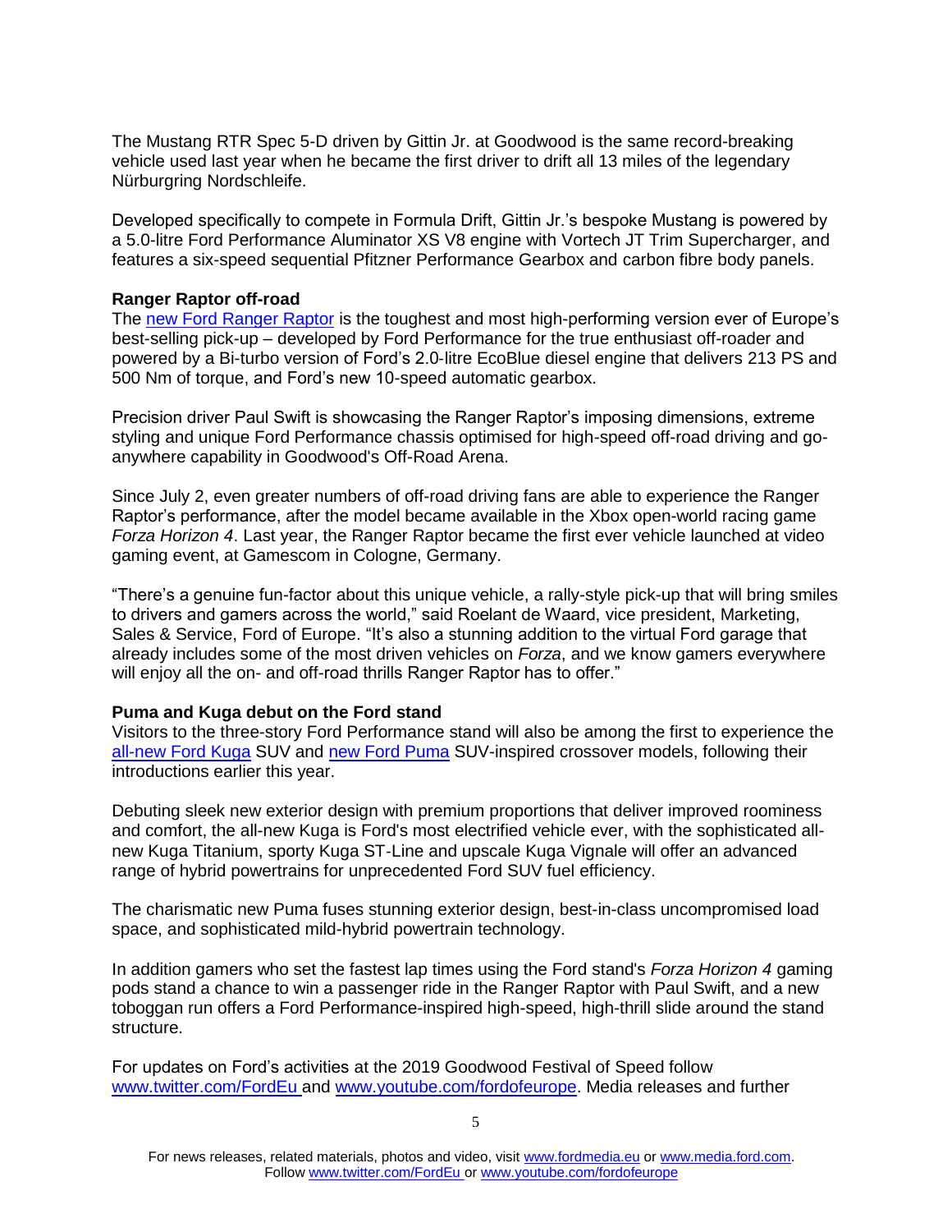The Mustang RTR Spec 5-D driven by Gittin Jr. at Goodwood is the same record-breaking vehicle used last year when he became the first driver to drift all 13 miles of the legendary Nürburgring Nordschleife.

Developed specifically to compete in Formula Drift, Gittin Jr.'s bespoke Mustang is powered by a 5.0-litre Ford Performance Aluminator XS V8 engine with Vortech JT Trim Supercharger, and features a six-speed sequential Pfitzner Performance Gearbox and carbon fibre body panels.

**Ranger Raptor off-road**
The [new Ford Ranger Raptor](#) is the toughest and most high-performing version ever of Europe's best-selling pick-up – developed by Ford Performance for the true enthusiast off-roader and powered by a Bi-turbo version of Ford's 2.0-litre EcoBlue diesel engine that delivers 213 PS and 500 Nm of torque, and Ford's new 10-speed automatic gearbox.

Precision driver Paul Swift is showcasing the Ranger Raptor's imposing dimensions, extreme styling and unique Ford Performance chassis optimised for high-speed off-road driving and go-anywhere capability in Goodwood's Off-Road Arena.

Since July 2, even greater numbers of off-road driving fans are able to experience the Ranger Raptor's performance, after the model became available in the Xbox open-world racing game *Forza Horizon 4*. Last year, the Ranger Raptor became the first ever vehicle launched at video gaming event, at Gamescom in Cologne, Germany.

"There's a genuine fun-factor about this unique vehicle, a rally-style pick-up that will bring smiles to drivers and gamers across the world," said Roelant de Waard, vice president, Marketing, Sales & Service, Ford of Europe. "It's also a stunning addition to the virtual Ford garage that already includes some of the most driven vehicles on *Forza*, and we know gamers everywhere will enjoy all the on- and off-road thrills Ranger Raptor has to offer."

**Puma and Kuga debut on the Ford stand**
Visitors to the three-story Ford Performance stand will also be among the first to experience the [all-new Ford Kuga](#) SUV and [new Ford Puma](#) SUV-inspired crossover models, following their introductions earlier this year.

Debuting sleek new exterior design with premium proportions that deliver improved roominess and comfort, the all-new Kuga is Ford's most electrified vehicle ever, with the sophisticated all-new Kuga Titanium, sporty Kuga ST-Line and upscale Kuga Vignale will offer an advanced range of hybrid powertrains for unprecedented Ford SUV fuel efficiency.

The charismatic new Puma fuses stunning exterior design, best-in-class uncompromised load space, and sophisticated mild-hybrid powertrain technology.

In addition gamers who set the fastest lap times using the Ford stand's *Forza Horizon 4* gaming pods stand a chance to win a passenger ride in the Ranger Raptor with Paul Swift, and a new toboggan run offers a Ford Performance-inspired high-speed, high-thrill slide around the stand structure.

For updates on Ford's activities at the 2019 Goodwood Festival of Speed follow www.twitter.com/FordEu and www.youtube.com/fordofeurope. Media releases and further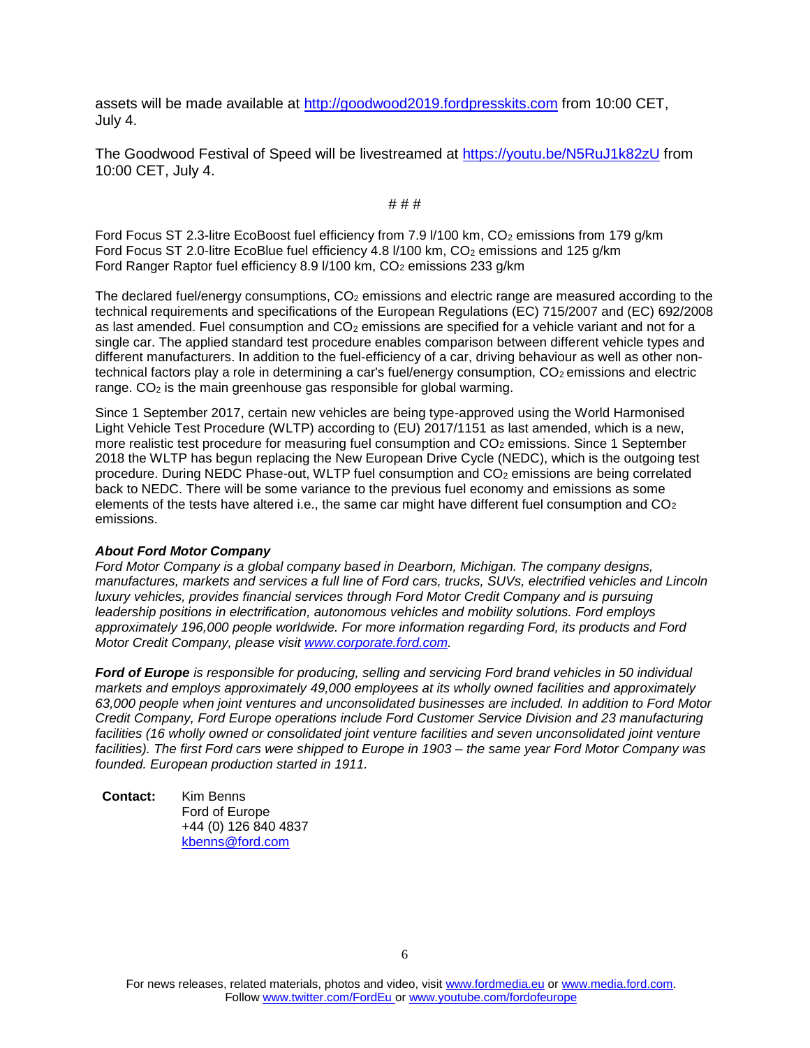assets will be made available at http://goodwood2019.fordpresskits.com from 10:00 CET, July 4.

The Goodwood Festival of Speed will be livestreamed at https://youtu.be/N5RuJ1k82zU from 10:00 CET, July 4.

# # #

Ford Focus ST 2.3-litre EcoBoost fuel efficiency from 7.9 l/100 km, $CO_2$ emissions from 179 g/km
Ford Focus ST 2.0-litre EcoBlue fuel efficiency 4.8 l/100 km, $CO_2$ emissions and 125 g/km
Ford Ranger Raptor fuel efficiency 8.9 l/100 km, $CO_2$ emissions 233 g/km

The declared fuel/energy consumptions, $CO_2$ emissions and electric range are measured according to the technical requirements and specifications of the European Regulations (EC) 715/2007 and (EC) 692/2008 as last amended. Fuel consumption and $CO_2$ emissions are specified for a vehicle variant and not for a single car. The applied standard test procedure enables comparison between different vehicle types and different manufacturers. In addition to the fuel-efficiency of a car, driving behaviour as well as other non-technical factors play a role in determining a car's fuel/energy consumption, $CO_2$ emissions and electric range. $CO_2$ is the main greenhouse gas responsible for global warming.

Since 1 September 2017, certain new vehicles are being type-approved using the World Harmonised Light Vehicle Test Procedure (WLTP) according to (EU) 2017/1151 as last amended, which is a new, more realistic test procedure for measuring fuel consumption and $CO_2$ emissions. Since 1 September 2018 the WLTP has begun replacing the New European Drive Cycle (NEDC), which is the outgoing test procedure. During NEDC Phase-out, WLTP fuel consumption and $CO_2$ emissions are being correlated back to NEDC. There will be some variance to the previous fuel economy and emissions as some elements of the tests have altered i.e., the same car might have different fuel consumption and $CO_2$ emissions.

***About Ford Motor Company***
*Ford Motor Company is a global company based in Dearborn, Michigan. The company designs, manufactures, markets and services a full line of Ford cars, trucks, SUVs, electrified vehicles and Lincoln luxury vehicles, provides financial services through Ford Motor Credit Company and is pursuing leadership positions in electrification, autonomous vehicles and mobility solutions. Ford employs approximately 196,000 people worldwide. For more information regarding Ford, its products and Ford Motor Credit Company, please visit www.corporate.ford.com.*

***Ford of Europe*** *is responsible for producing, selling and servicing Ford brand vehicles in 50 individual markets and employs approximately 49,000 employees at its wholly owned facilities and approximately 63,000 people when joint ventures and unconsolidated businesses are included. In addition to Ford Motor Credit Company, Ford Europe operations include Ford Customer Service Division and 23 manufacturing facilities (16 wholly owned or consolidated joint venture facilities and seven unconsolidated joint venture facilities). The first Ford cars were shipped to Europe in 1903 – the same year Ford Motor Company was founded. European production started in 1911.*

**Contact:** Kim Benns
Ford of Europe
+44 (0) 126 840 4837
kbenns@ford.com

For news releases, related materials, photos and video, visit www.fordmedia.eu or www.media.ford.com.
Follow www.twitter.com/FordEu or www.youtube.com/fordofeurope